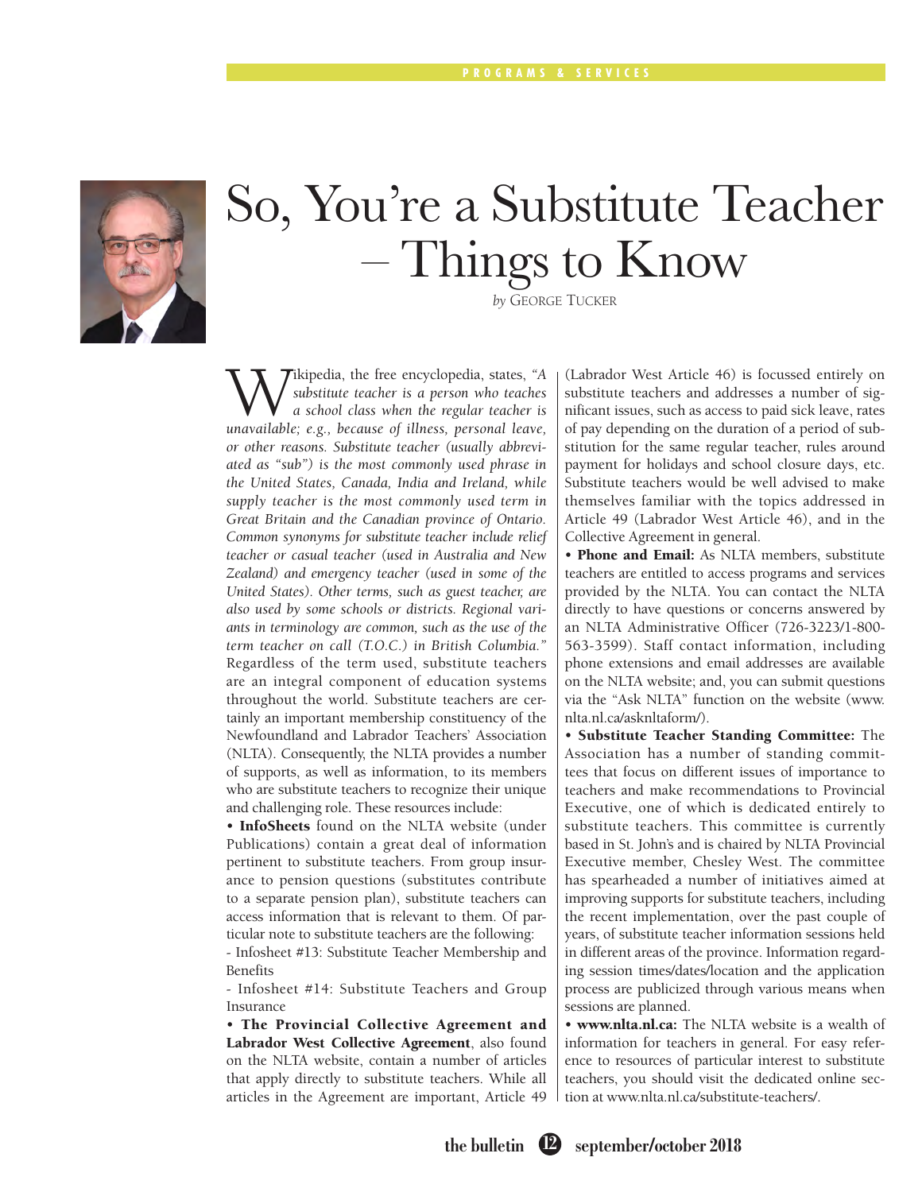# So, You're a Substitute Teacher – Things to Know

*by* GEORGE TUCKER

Wikipedia, the free encyclopedia, states, *"A substitute teacher is a person who teaches a school class when the regular teacher is unavailable; e.g., because of illness, personal leave, or other reasons. Substitute teacher (usually abbreviated as "sub") is the most commonly used phrase in the United States, Canada, India and Ireland, while supply teacher is the most commonly used term in Great Britain and the Canadian province of Ontario. Common synonyms for substitute teacher include relief teacher or casual teacher (used in Australia and New Zealand) and emergency teacher (used in some of the United States). Other terms, such as guest teacher, are also used by some schools or districts. Regional variants in terminology are common, such as the use of the term teacher on call (T.O.C.) in British Columbia."* Regardless of the term used, substitute teachers are an integral component of education systems throughout the world. Substitute teachers are certainly an important membership constituency of the Newfoundland and Labrador Teachers' Association (NLTA). Consequently, the NLTA provides a number of supports, as well as information, to its members who are substitute teachers to recognize their unique and challenging role. These resources include:

• **InfoSheets** found on the NLTA website (under Publications) contain a great deal of information pertinent to substitute teachers. From group insurance to pension questions (substitutes contribute to a separate pension plan), substitute teachers can access information that is relevant to them. Of particular note to substitute teachers are the following:

- Infosheet #13: Substitute Teacher Membership and Benefits
- Infosheet #14: Substitute Teachers and Group Insurance

• **The Provincial Collective Agreement and Labrador West Collective Agreement**, also found on the NLTA website, contain a number of articles that apply directly to substitute teachers. While all articles in the Agreement are important, Article 49 (Labrador West Article 46) is focussed entirely on substitute teachers and addresses a number of significant issues, such as access to paid sick leave, rates of pay depending on the duration of a period of substitution for the same regular teacher, rules around payment for holidays and school closure days, etc. Substitute teachers would be well advised to make themselves familiar with the topics addressed in Article 49 (Labrador West Article 46), and in the Collective Agreement in general.

• **Phone and Email:** As NLTA members, substitute teachers are entitled to access programs and services provided by the NLTA. You can contact the NLTA directly to have questions or concerns answered by an NLTA Administrative Officer (726-3223/1-800-563-3599). Staff contact information, including phone extensions and email addresses are available on the NLTA website; and, you can submit questions via the "Ask NLTA" function on the website (www.nlta.nl.ca/asknltaform/).

• **Substitute Teacher Standing Committee:** The Association has a number of standing committees that focus on different issues of importance to teachers and make recommendations to Provincial Executive, one of which is dedicated entirely to substitute teachers. This committee is currently based in St. John's and is chaired by NLTA Provincial Executive member, Chesley West. The committee has spearheaded a number of initiatives aimed at improving supports for substitute teachers, including the recent implementation, over the past couple of years, of substitute teacher information sessions held in different areas of the province. Information regarding session times/dates/location and the application process are publicized through various means when sessions are planned.

• **www.nlta.nl.ca:** The NLTA website is a wealth of information for teachers in general. For easy reference to resources of particular interest to substitute teachers, you should visit the dedicated online section at www.nlta.nl.ca/substitute-teachers/.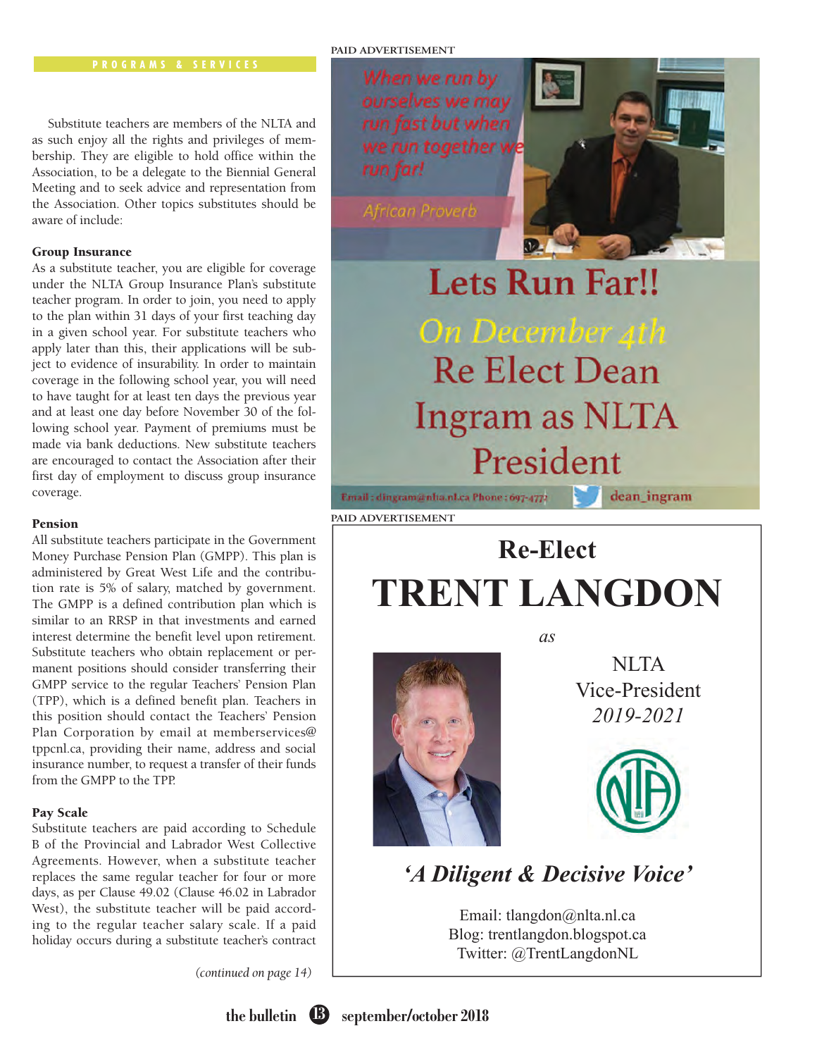PROGRAMS & SERVICES

Substitute teachers are members of the NLTA and as such enjoy all the rights and privileges of membership. They are eligible to hold office within the Association, to be a delegate to the Biennial General Meeting and to seek advice and representation from the Association. Other topics substitutes should be aware of include:

**Group Insurance**

As a substitute teacher, you are eligible for coverage under the NLTA Group Insurance Plan's substitute teacher program. In order to join, you need to apply to the plan within 31 days of your first teaching day in a given school year. For substitute teachers who apply later than this, their applications will be subject to evidence of insurability. In order to maintain coverage in the following school year, you will need to have taught for at least ten days the previous year and at least one day before November 30 of the following school year. Payment of premiums must be made via bank deductions. New substitute teachers are encouraged to contact the Association after their first day of employment to discuss group insurance coverage.

**Pension**

All substitute teachers participate in the Government Money Purchase Pension Plan (GMPP). This plan is administered by Great West Life and the contribution rate is 5% of salary, matched by government. The GMPP is a defined contribution plan which is similar to an RRSP in that investments and earned interest determine the benefit level upon retirement. Substitute teachers who obtain replacement or permanent positions should consider transferring their GMPP service to the regular Teachers' Pension Plan (TPP), which is a defined benefit plan. Teachers in this position should contact the Teachers' Pension Plan Corporation by email at memberservices@tppcnl.ca, providing their name, address and social insurance number, to request a transfer of their funds from the GMPP to the TPP.

**Pay Scale**

Substitute teachers are paid according to Schedule B of the Provincial and Labrador West Collective Agreements. However, when a substitute teacher replaces the same regular teacher for four or more days, as per Clause 49.02 (Clause 46.02 in Labrador West), the substitute teacher will be paid according to the regular teacher salary scale. If a paid holiday occurs during a substitute teacher's contract

*(continued on page 14)*

PAID ADVERTISEMENT

When we run by ourselves we may run fast but when we run together we run far!

African Proverb

Lets Run Far!!

On December 4th Re Elect Dean Ingram as NLTA President

Email : dingram@nlta.nl.ca Phone : 697-4772 dean_ingram

PAID ADVERTISEMENT

Re-Elect

**TRENT LANGDON**

*as*

NLTA Vice-President *2019-2021*

***'A Diligent & Decisive Voice'***

Email: tlangdon@nlta.nl.ca
Blog: trentlangdon.blogspot.ca
Twitter: @TrentLangdonNL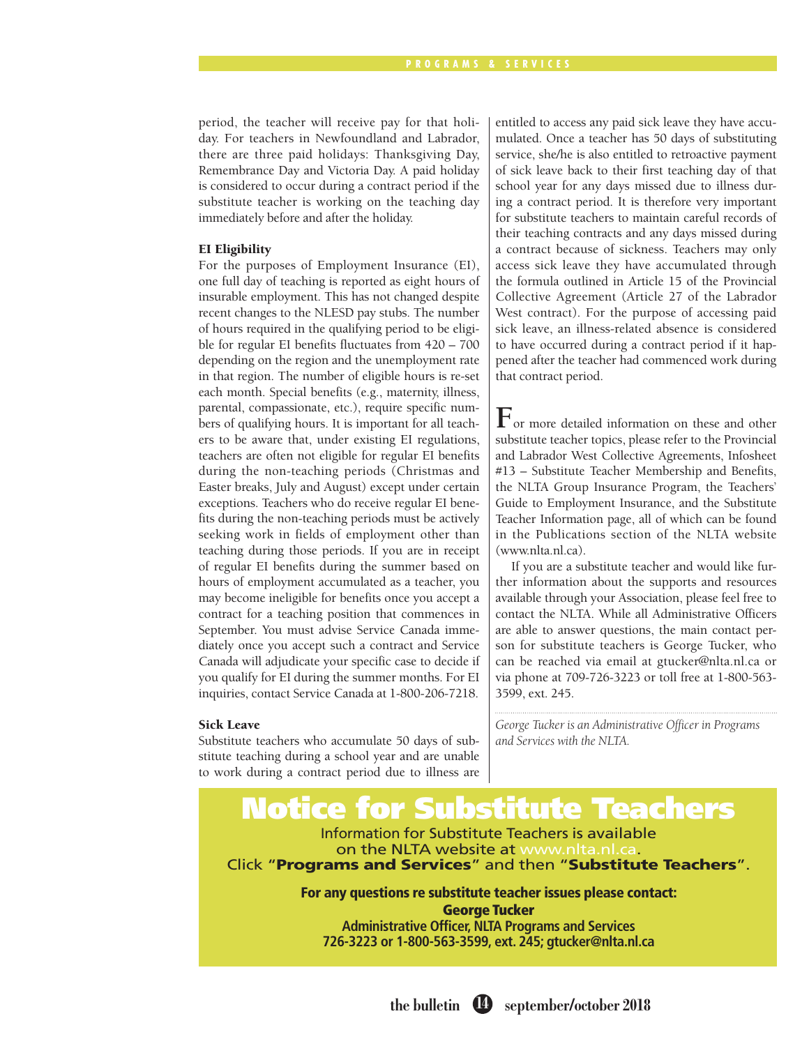period, the teacher will receive pay for that holiday. For teachers in Newfoundland and Labrador, there are three paid holidays: Thanksgiving Day, Remembrance Day and Victoria Day. A paid holiday is considered to occur during a contract period if the substitute teacher is working on the teaching day immediately before and after the holiday.

### EI Eligibility

For the purposes of Employment Insurance (EI), one full day of teaching is reported as eight hours of insurable employment. This has not changed despite recent changes to the NLESD pay stubs. The number of hours required in the qualifying period to be eligible for regular EI benefits fluctuates from 420 – 700 depending on the region and the unemployment rate in that region. The number of eligible hours is re-set each month. Special benefits (e.g., maternity, illness, parental, compassionate, etc.), require specific numbers of qualifying hours. It is important for all teachers to be aware that, under existing EI regulations, teachers are often not eligible for regular EI benefits during the non-teaching periods (Christmas and Easter breaks, July and August) except under certain exceptions. Teachers who do receive regular EI benefits during the non-teaching periods must be actively seeking work in fields of employment other than teaching during those periods. If you are in receipt of regular EI benefits during the summer based on hours of employment accumulated as a teacher, you may become ineligible for benefits once you accept a contract for a teaching position that commences in September. You must advise Service Canada immediately once you accept such a contract and Service Canada will adjudicate your specific case to decide if you qualify for EI during the summer months. For EI inquiries, contact Service Canada at 1-800-206-7218.

### Sick Leave

Substitute teachers who accumulate 50 days of substitute teaching during a school year and are unable to work during a contract period due to illness are entitled to access any paid sick leave they have accumulated. Once a teacher has 50 days of substituting service, she/he is also entitled to retroactive payment of sick leave back to their first teaching day of that school year for any days missed due to illness during a contract period. It is therefore very important for substitute teachers to maintain careful records of their teaching contracts and any days missed during a contract because of sickness. Teachers may only access sick leave they have accumulated through the formula outlined in Article 15 of the Provincial Collective Agreement (Article 27 of the Labrador West contract). For the purpose of accessing paid sick leave, an illness-related absence is considered to have occurred during a contract period if it happened after the teacher had commenced work during that contract period.

For more detailed information on these and other substitute teacher topics, please refer to the Provincial and Labrador West Collective Agreements, Infosheet #13 – Substitute Teacher Membership and Benefits, the NLTA Group Insurance Program, the Teachers' Guide to Employment Insurance, and the Substitute Teacher Information page, all of which can be found in the Publications section of the NLTA website (www.nlta.nl.ca).

If you are a substitute teacher and would like further information about the supports and resources available through your Association, please feel free to contact the NLTA. While all Administrative Officers are able to answer questions, the main contact person for substitute teachers is George Tucker, who can be reached via email at gtucker@nlta.nl.ca or via phone at 709-726-3223 or toll free at 1-800-563-3599, ext. 245.

*George Tucker is an Administrative Officer in Programs and Services with the NLTA.*

## Notice for Substitute Teachers

Information for Substitute Teachers is available on the NLTA website at www.nlta.nl.ca.
Click **"Programs and Services"** and then **"Substitute Teachers"**.

**For any questions re substitute teacher issues please contact:**
**George Tucker**
**Administrative Officer, NLTA Programs and Services**
**726-3223 or 1-800-563-3599, ext. 245; gtucker@nlta.nl.ca**